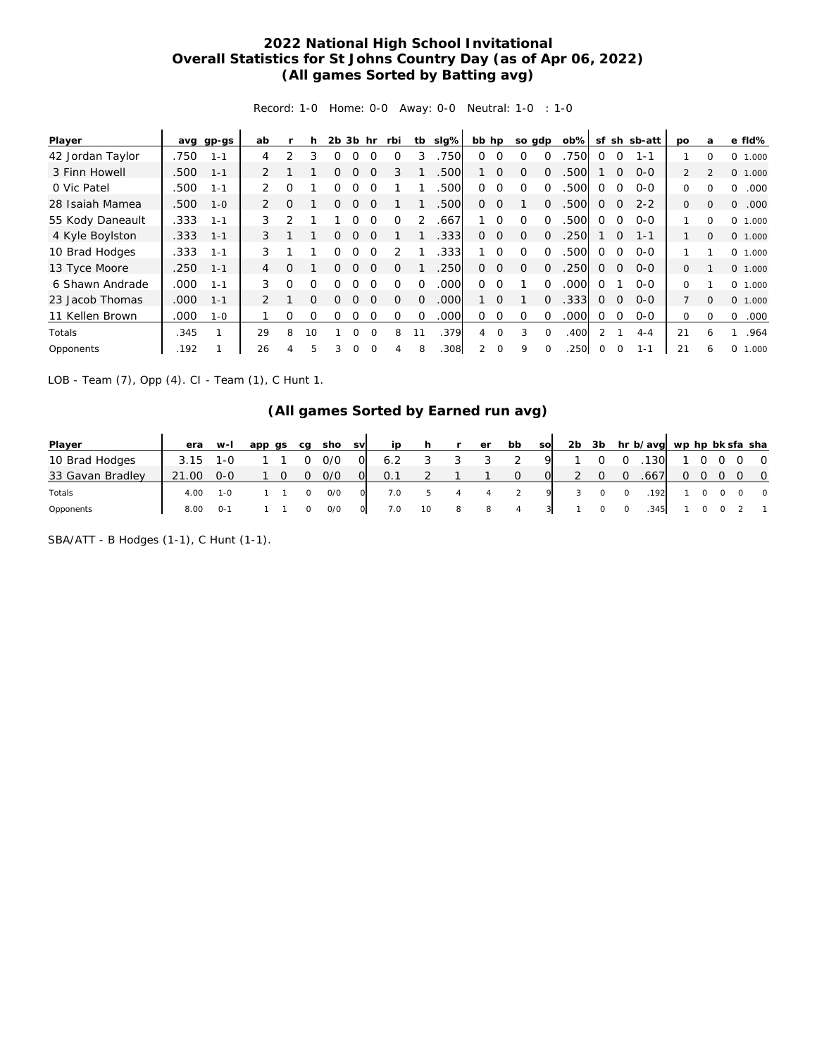## 2022 National High School Invitational
## Overall Statistics for St Johns Country Day (as of Apr 06, 2022)
## (All games Sorted by Batting avg)

Record: 1-0 Home: 0-0 Away: 0-0 Neutral: 1-0 : 1-0

| Player | avg | gp-gs | ab | r | h | 2b | 3b | hr | rbi | tb | slg% | bb | hp | so | gdp | ob% | sf | sh | sb-att | po | a | e | fld% |
|---|---|---|---|---|---|---|---|---|---|---|---|---|---|---|---|---|---|---|---|---|---|---|---|
| 42 Jordan Taylor | .750 | 1-1 | 4 | 2 | 3 | 0 | 0 | 0 | 0 | 3 | .750 | 0 | 0 | 0 | 0 | .750 | 0 | 0 | 1-1 | 1 | 0 | 0 | 1.000 |
| 3 Finn Howell | .500 | 1-1 | 2 | 1 | 1 | 0 | 0 | 0 | 3 | 1 | .500 | 1 | 0 | 0 | 0 | .500 | 1 | 0 | 0-0 | 2 | 2 | 0 | 1.000 |
| 0 Vic Patel | .500 | 1-1 | 2 | 0 | 1 | 0 | 0 | 0 | 1 | 1 | .500 | 0 | 0 | 0 | 0 | .500 | 0 | 0 | 0-0 | 0 | 0 | 0 | .000 |
| 28 Isaiah Mamea | .500 | 1-0 | 2 | 0 | 1 | 0 | 0 | 0 | 1 | 1 | .500 | 0 | 0 | 1 | 0 | .500 | 0 | 0 | 2-2 | 0 | 0 | 0 | .000 |
| 55 Kody Daneault | .333 | 1-1 | 3 | 2 | 1 | 1 | 0 | 0 | 0 | 2 | .667 | 1 | 0 | 0 | 0 | .500 | 0 | 0 | 0-0 | 1 | 0 | 0 | 1.000 |
| 4 Kyle Boylston | .333 | 1-1 | 3 | 1 | 1 | 0 | 0 | 0 | 1 | 1 | .333 | 0 | 0 | 0 | 0 | .250 | 1 | 0 | 1-1 | 1 | 0 | 0 | 1.000 |
| 10 Brad Hodges | .333 | 1-1 | 3 | 1 | 1 | 0 | 0 | 0 | 2 | 1 | .333 | 1 | 0 | 0 | 0 | .500 | 0 | 0 | 0-0 | 1 | 1 | 0 | 1.000 |
| 13 Tyce Moore | .250 | 1-1 | 4 | 0 | 1 | 0 | 0 | 0 | 0 | 1 | .250 | 0 | 0 | 0 | 0 | .250 | 0 | 0 | 0-0 | 0 | 1 | 0 | 1.000 |
| 6 Shawn Andrade | .000 | 1-1 | 3 | 0 | 0 | 0 | 0 | 0 | 0 | 0 | .000 | 0 | 0 | 1 | 0 | .000 | 0 | 1 | 0-0 | 0 | 1 | 0 | 1.000 |
| 23 Jacob Thomas | .000 | 1-1 | 2 | 1 | 0 | 0 | 0 | 0 | 0 | 0 | .000 | 1 | 0 | 1 | 0 | .333 | 0 | 0 | 0-0 | 7 | 0 | 0 | 1.000 |
| 11 Kellen Brown | .000 | 1-0 | 1 | 0 | 0 | 0 | 0 | 0 | 0 | 0 | .000 | 0 | 0 | 0 | 0 | .000 | 0 | 0 | 0-0 | 0 | 0 | 0 | .000 |
| Totals | .345 | 1 | 29 | 8 | 10 | 1 | 0 | 0 | 8 | 11 | .379 | 4 | 0 | 3 | 0 | .400 | 2 | 1 | 4-4 | 21 | 6 | 1 | .964 |
| Opponents | .192 | 1 | 26 | 4 | 5 | 3 | 0 | 0 | 4 | 8 | .308 | 2 | 0 | 9 | 0 | .250 | 0 | 0 | 1-1 | 21 | 6 | 0 | 1.000 |

LOB - Team (7), Opp (4). CI - Team (1), C Hunt 1.

## (All games Sorted by Earned run avg)

| Player | era | w-l | app | gs | cg | sho | sv | ip | h | r | er | bb | so | 2b | 3b | hr | b/avg | wp | hp | bk | sfa | sha |
|---|---|---|---|---|---|---|---|---|---|---|---|---|---|---|---|---|---|---|---|---|---|---|
| 10 Brad Hodges | 3.15 | 1-0 | 1 | 1 | 0 | 0/0 | 0 | 6.2 | 3 | 3 | 3 | 2 | 9 | 1 | 0 | 0 | .130 | 1 | 0 | 0 | 0 | 0 |
| 33 Gavan Bradley | 21.00 | 0-0 | 1 | 0 | 0 | 0/0 | 0 | 0.1 | 2 | 1 | 1 | 0 | 0 | 2 | 0 | 0 | .667 | 0 | 0 | 0 | 0 | 0 |
| Totals | 4.00 | 1-0 | 1 | 1 | 0 | 0/0 | 0 | 7.0 | 5 | 4 | 4 | 2 | 9 | 3 | 0 | 0 | .192 | 1 | 0 | 0 | 0 | 0 |
| Opponents | 8.00 | 0-1 | 1 | 1 | 0 | 0/0 | 0 | 7.0 | 10 | 8 | 8 | 4 | 3 | 1 | 0 | 0 | .345 | 1 | 0 | 0 | 2 | 1 |

SBA/ATT - B Hodges (1-1), C Hunt (1-1).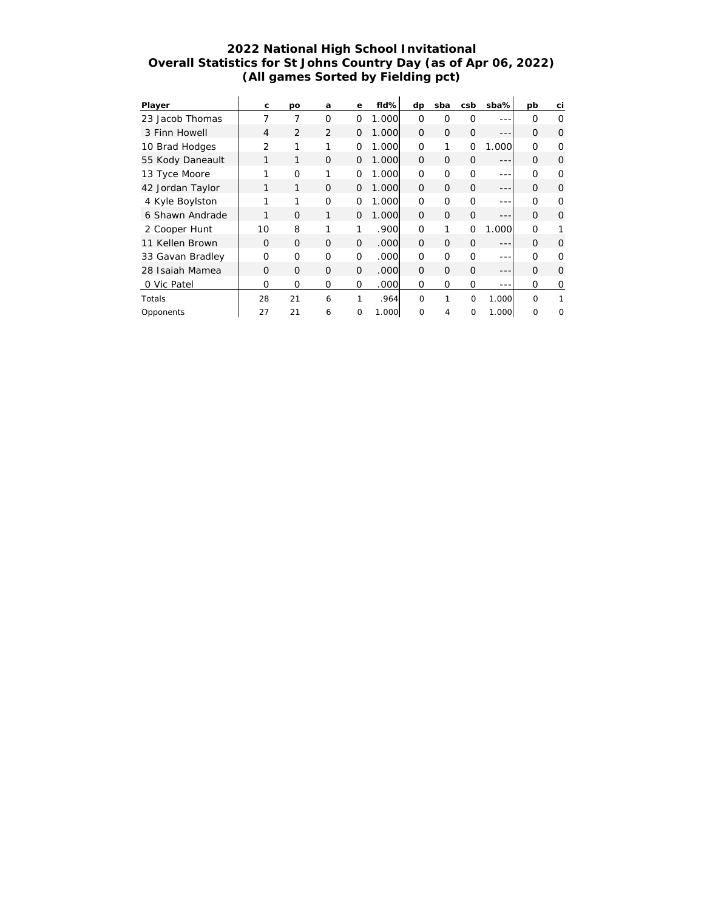**2022 National High School Invitational**
**Overall Statistics for St Johns Country Day (as of Apr 06, 2022)**
**(All games Sorted by Fielding pct)**

| Player | c | po | a | e | fld% | dp | sba | csb | sba% | pb | ci |
|---|---|---|---|---|---|---|---|---|---|---|---|
| 23 Jacob Thomas | 7 | 7 | 0 | 0 | 1.000 | 0 | 0 | 0 | --- | 0 | 0 |
| 3 Finn Howell | 4 | 2 | 2 | 0 | 1.000 | 0 | 0 | 0 | --- | 0 | 0 |
| 10 Brad Hodges | 2 | 1 | 1 | 0 | 1.000 | 0 | 1 | 0 | 1.000 | 0 | 0 |
| 55 Kody Daneault | 1 | 1 | 0 | 0 | 1.000 | 0 | 0 | 0 | --- | 0 | 0 |
| 13 Tyce Moore | 1 | 0 | 1 | 0 | 1.000 | 0 | 0 | 0 | --- | 0 | 0 |
| 42 Jordan Taylor | 1 | 1 | 0 | 0 | 1.000 | 0 | 0 | 0 | --- | 0 | 0 |
| 4 Kyle Boylston | 1 | 1 | 0 | 0 | 1.000 | 0 | 0 | 0 | --- | 0 | 0 |
| 6 Shawn Andrade | 1 | 0 | 1 | 0 | 1.000 | 0 | 0 | 0 | --- | 0 | 0 |
| 2 Cooper Hunt | 10 | 8 | 1 | 1 | .900 | 0 | 1 | 0 | 1.000 | 0 | 1 |
| 11 Kellen Brown | 0 | 0 | 0 | 0 | .000 | 0 | 0 | 0 | --- | 0 | 0 |
| 33 Gavan Bradley | 0 | 0 | 0 | 0 | .000 | 0 | 0 | 0 | --- | 0 | 0 |
| 28 Isaiah Mamea | 0 | 0 | 0 | 0 | .000 | 0 | 0 | 0 | --- | 0 | 0 |
| 0 Vic Patel | 0 | 0 | 0 | 0 | .000 | 0 | 0 | 0 | --- | 0 | 0 |
| Totals | 28 | 21 | 6 | 1 | .964 | 0 | 1 | 0 | 1.000 | 0 | 1 |
| Opponents | 27 | 21 | 6 | 0 | 1.000 | 0 | 4 | 0 | 1.000 | 0 | 0 |